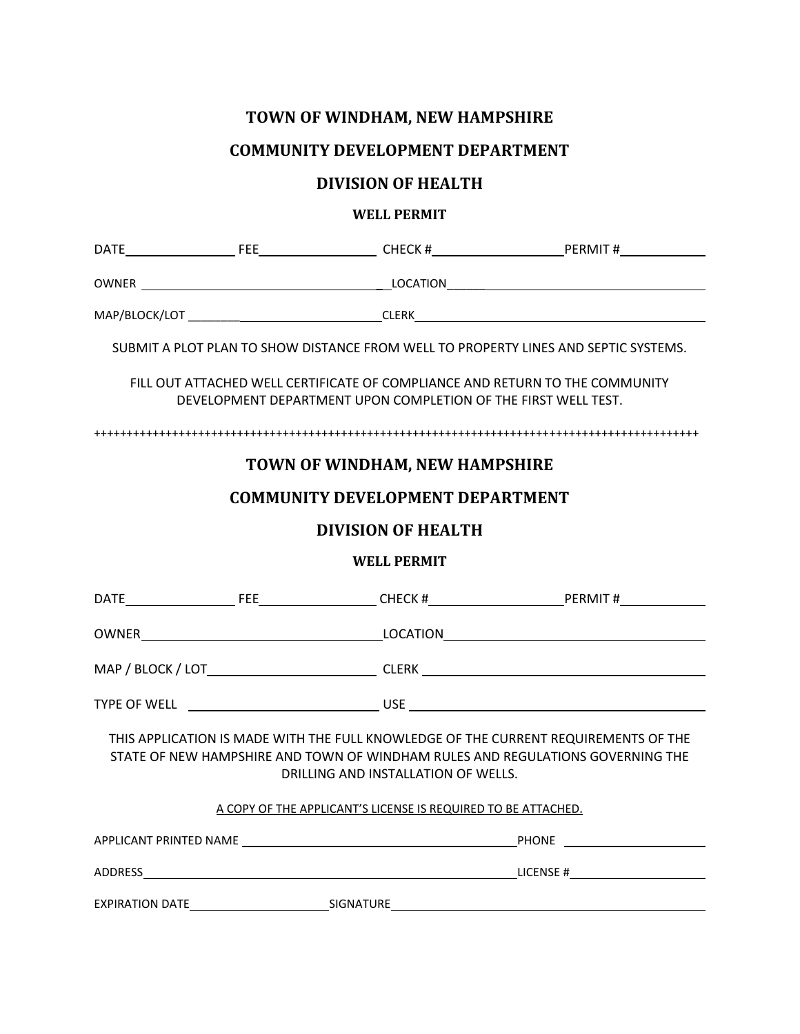# TOWN OF WINDHAM, NEW HAMPSHIRE

## COMMUNITY DEVELOPMENT DEPARTMENT

## DIVISION OF HEALTH

### WELL PERMIT

DATE________________ FEE________________ CHECK #__________________ PERMIT #____________

OWNER ________________________________________ LOCATION________________________________________

MAP/BLOCK/LOT ____________________________ CLERK________________________________________

SUBMIT A PLOT PLAN TO SHOW DISTANCE FROM WELL TO PROPERTY LINES AND SEPTIC SYSTEMS.

FILL OUT ATTACHED WELL CERTIFICATE OF COMPLIANCE AND RETURN TO THE COMMUNITY DEVELOPMENT DEPARTMENT UPON COMPLETION OF THE FIRST WELL TEST.

++++++++++++++++++++++++++++++++++++++++++++++++++++++++++++++++++++++++++++++++++++++++++++++++

# TOWN OF WINDHAM, NEW HAMPSHIRE

## COMMUNITY DEVELOPMENT DEPARTMENT

## DIVISION OF HEALTH

### WELL PERMIT

DATE________________ FEE________________ CHECK #__________________ PERMIT #____________

OWNER________________________________ LOCATION________________________________________

MAP / BLOCK / LOT________________________ CLERK________________________________________

TYPE OF WELL ____________________________ USE ________________________________________

THIS APPLICATION IS MADE WITH THE FULL KNOWLEDGE OF THE CURRENT REQUIREMENTS OF THE STATE OF NEW HAMPSHIRE AND TOWN OF WINDHAM RULES AND REGULATIONS GOVERNING THE DRILLING AND INSTALLATION OF WELLS.

<u>A COPY OF THE APPLICANT'S LICENSE IS REQUIRED TO BE ATTACHED.</u>

APPLICANT PRINTED NAME ________________________________________ PHONE ____________________

ADDRESS________________________________________________________ LICENSE #____________________

EXPIRATION DATE______________________ SIGNATURE________________________________________________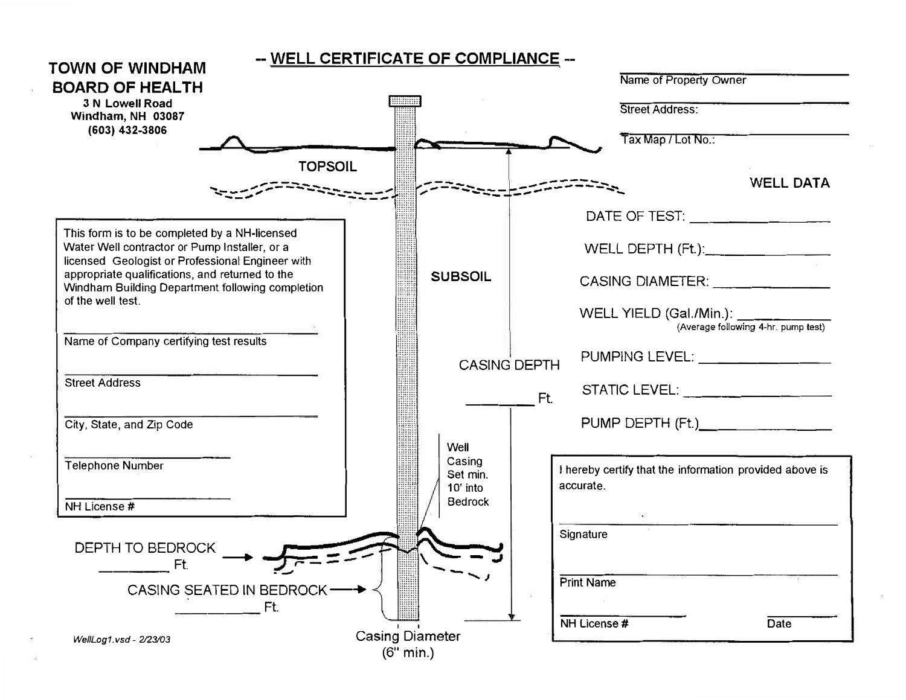# TOWN OF WINDHAM BOARD OF HEALTH

3 N Lowell Road
Windham, NH 03087
(603) 432-3806

## -- WELL CERTIFICATE OF COMPLIANCE --

Name of Property Owner

Street Address:

Tax Map / Lot No.:

TOPSOIL

SUBSOIL

CASING DEPTH

________ Ft.

Well Casing Set min. 10' into Bedrock

DEPTH TO BEDROCK

________ Ft.

CASING SEATED IN BEDROCK

________ Ft.

Casing Diameter
(6" min.)

This form is to be completed by a NH-licensed Water Well contractor or Pump Installer, or a licensed Geologist or Professional Engineer with appropriate qualifications, and returned to the Windham Building Department following completion of the well test.

Name of Company certifying test results

Street Address

City, State, and Zip Code

Telephone Number

NH License #

### WELL DATA

DATE OF TEST: ________________

WELL DEPTH (Ft.):________________

CASING DIAMETER: ________________

WELL YIELD (Gal./Min.): ________________
(Average following 4-hr. pump test)

PUMPING LEVEL: ________________

STATIC LEVEL: ________________

PUMP DEPTH (Ft.)________________

I hereby certify that the information provided above is accurate.

Signature

Print Name

NH License # &nbsp;&nbsp;&nbsp;&nbsp;&nbsp;&nbsp;&nbsp;&nbsp; Date

*WellLog1.vsd - 2/23/03*